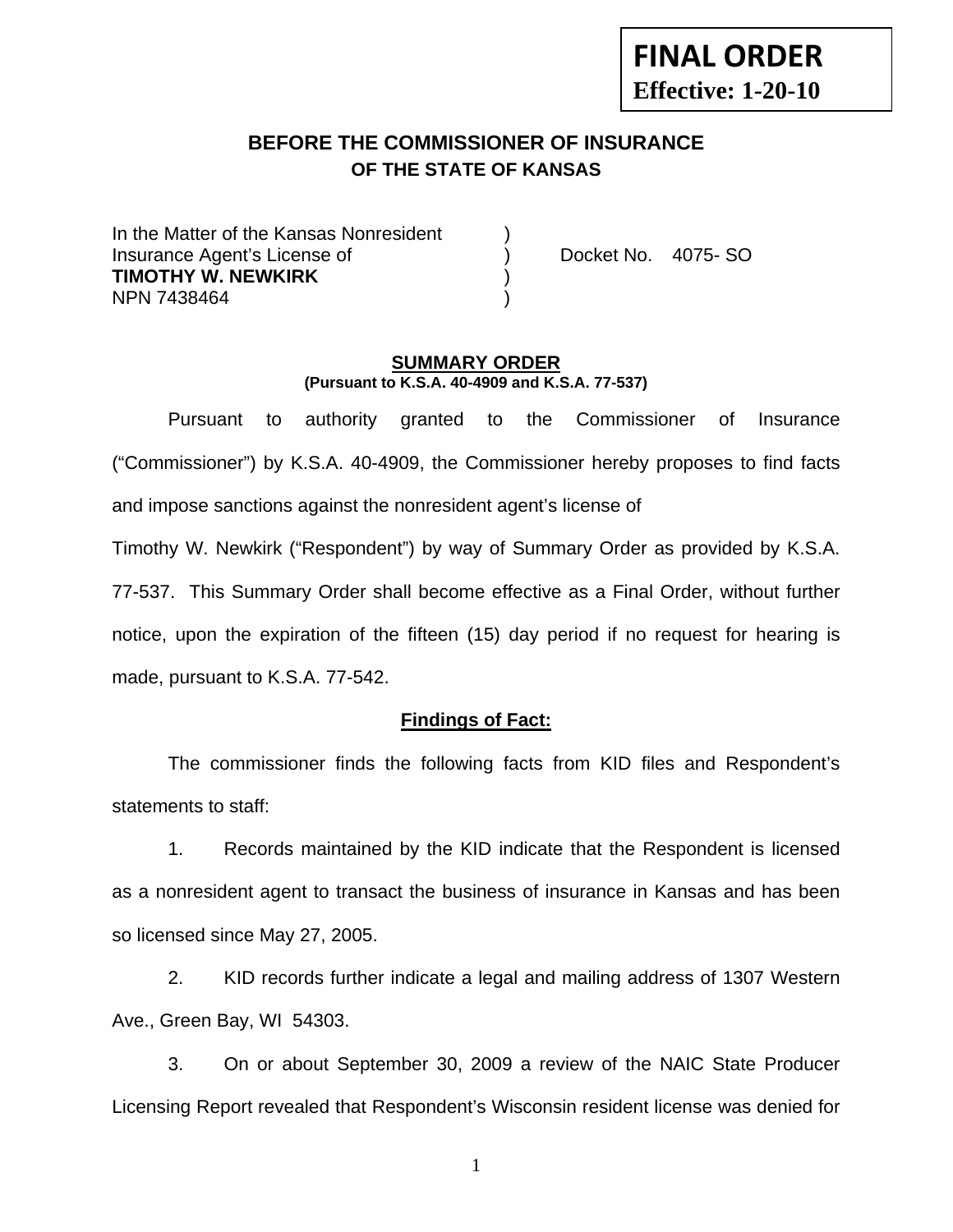**FINAL ORDER**
**Effective: 1-20-10**

## BEFORE THE COMMISSIONER OF INSURANCE
### OF THE STATE OF KANSAS

In the Matter of the Kansas Nonresident )
Insurance Agent's License of ) Docket No. 4075- SO
**TIMOTHY W. NEWKIRK** )
NPN 7438464 )

**SUMMARY ORDER**
**(Pursuant to K.S.A. 40-4909 and K.S.A. 77-537)**

Pursuant to authority granted to the Commissioner of Insurance ("Commissioner") by K.S.A. 40-4909, the Commissioner hereby proposes to find facts and impose sanctions against the nonresident agent's license of Timothy W. Newkirk ("Respondent") by way of Summary Order as provided by K.S.A. 77-537. This Summary Order shall become effective as a Final Order, without further notice, upon the expiration of the fifteen (15) day period if no request for hearing is made, pursuant to K.S.A. 77-542.

**Findings of Fact:**

The commissioner finds the following facts from KID files and Respondent's statements to staff:

1. Records maintained by the KID indicate that the Respondent is licensed as a nonresident agent to transact the business of insurance in Kansas and has been so licensed since May 27, 2005.

2. KID records further indicate a legal and mailing address of 1307 Western Ave., Green Bay, WI 54303.

3. On or about September 30, 2009 a review of the NAIC State Producer Licensing Report revealed that Respondent's Wisconsin resident license was denied for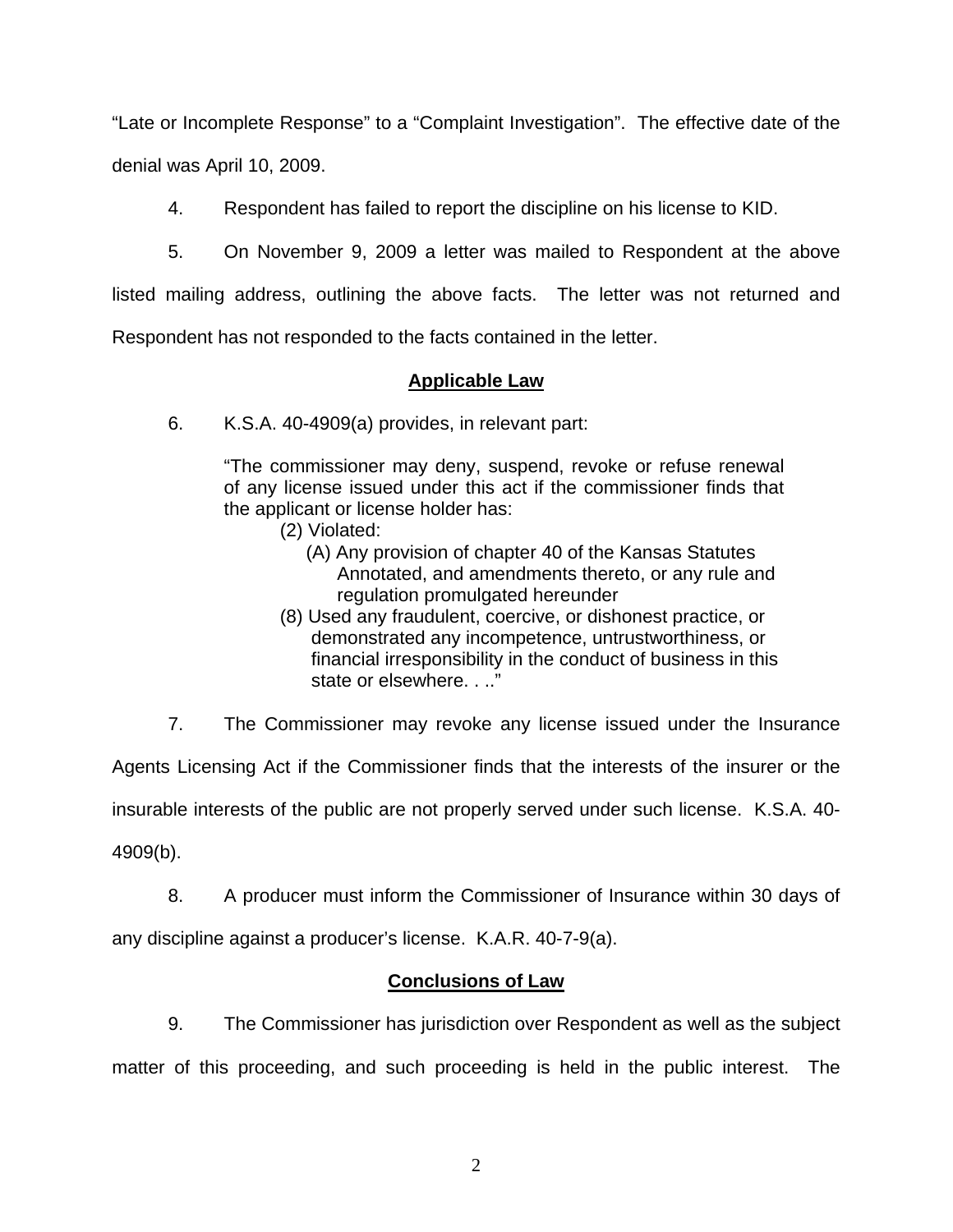"Late or Incomplete Response" to a "Complaint Investigation". The effective date of the denial was April 10, 2009.

4. Respondent has failed to report the discipline on his license to KID.

5. On November 9, 2009 a letter was mailed to Respondent at the above listed mailing address, outlining the above facts. The letter was not returned and Respondent has not responded to the facts contained in the letter.

## Applicable Law

6. K.S.A. 40-4909(a) provides, in relevant part:

> "The commissioner may deny, suspend, revoke or refuse renewal of any license issued under this act if the commissioner finds that the applicant or license holder has:
>
> (2) Violated:
>
> (A) Any provision of chapter 40 of the Kansas Statutes Annotated, and amendments thereto, or any rule and regulation promulgated hereunder
>
> (8) Used any fraudulent, coercive, or dishonest practice, or demonstrated any incompetence, untrustworthiness, or financial irresponsibility in the conduct of business in this state or elsewhere. . .."

7. The Commissioner may revoke any license issued under the Insurance Agents Licensing Act if the Commissioner finds that the interests of the insurer or the insurable interests of the public are not properly served under such license. K.S.A. 40-4909(b).

8. A producer must inform the Commissioner of Insurance within 30 days of any discipline against a producer's license. K.A.R. 40-7-9(a).

## Conclusions of Law

9. The Commissioner has jurisdiction over Respondent as well as the subject matter of this proceeding, and such proceeding is held in the public interest. The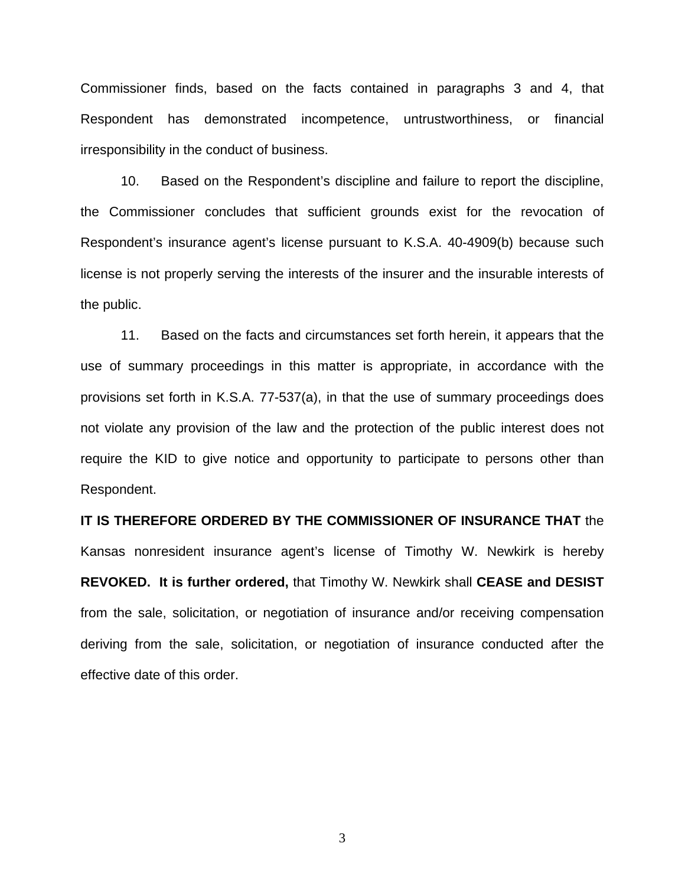Commissioner finds, based on the facts contained in paragraphs 3 and 4, that Respondent has demonstrated incompetence, untrustworthiness, or financial irresponsibility in the conduct of business.

10. Based on the Respondent's discipline and failure to report the discipline, the Commissioner concludes that sufficient grounds exist for the revocation of Respondent's insurance agent's license pursuant to K.S.A. 40-4909(b) because such license is not properly serving the interests of the insurer and the insurable interests of the public.

11. Based on the facts and circumstances set forth herein, it appears that the use of summary proceedings in this matter is appropriate, in accordance with the provisions set forth in K.S.A. 77-537(a), in that the use of summary proceedings does not violate any provision of the law and the protection of the public interest does not require the KID to give notice and opportunity to participate to persons other than Respondent.

**IT IS THEREFORE ORDERED BY THE COMMISSIONER OF INSURANCE THAT** the Kansas nonresident insurance agent's license of Timothy W. Newkirk is hereby **REVOKED. It is further ordered,** that Timothy W. Newkirk shall **CEASE and DESIST** from the sale, solicitation, or negotiation of insurance and/or receiving compensation deriving from the sale, solicitation, or negotiation of insurance conducted after the effective date of this order.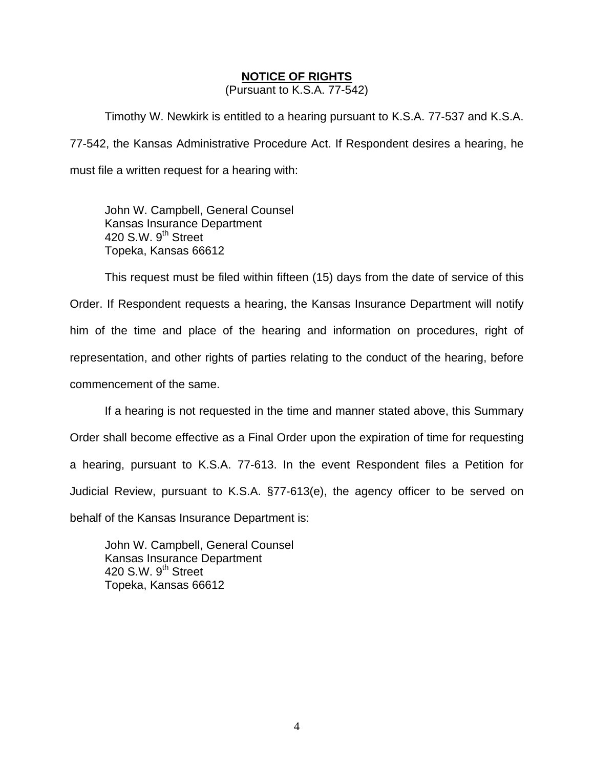# NOTICE OF RIGHTS

(Pursuant to K.S.A. 77-542)

Timothy W. Newkirk is entitled to a hearing pursuant to K.S.A. 77-537 and K.S.A. 77-542, the Kansas Administrative Procedure Act. If Respondent desires a hearing, he must file a written request for a hearing with:

John W. Campbell, General Counsel  
Kansas Insurance Department  
420 S.W. 9th Street  
Topeka, Kansas 66612

This request must be filed within fifteen (15) days from the date of service of this Order. If Respondent requests a hearing, the Kansas Insurance Department will notify him of the time and place of the hearing and information on procedures, right of representation, and other rights of parties relating to the conduct of the hearing, before commencement of the same.

If a hearing is not requested in the time and manner stated above, this Summary Order shall become effective as a Final Order upon the expiration of time for requesting a hearing, pursuant to K.S.A. 77-613. In the event Respondent files a Petition for Judicial Review, pursuant to K.S.A. §77-613(e), the agency officer to be served on behalf of the Kansas Insurance Department is:

John W. Campbell, General Counsel  
Kansas Insurance Department  
420 S.W. 9th Street  
Topeka, Kansas 66612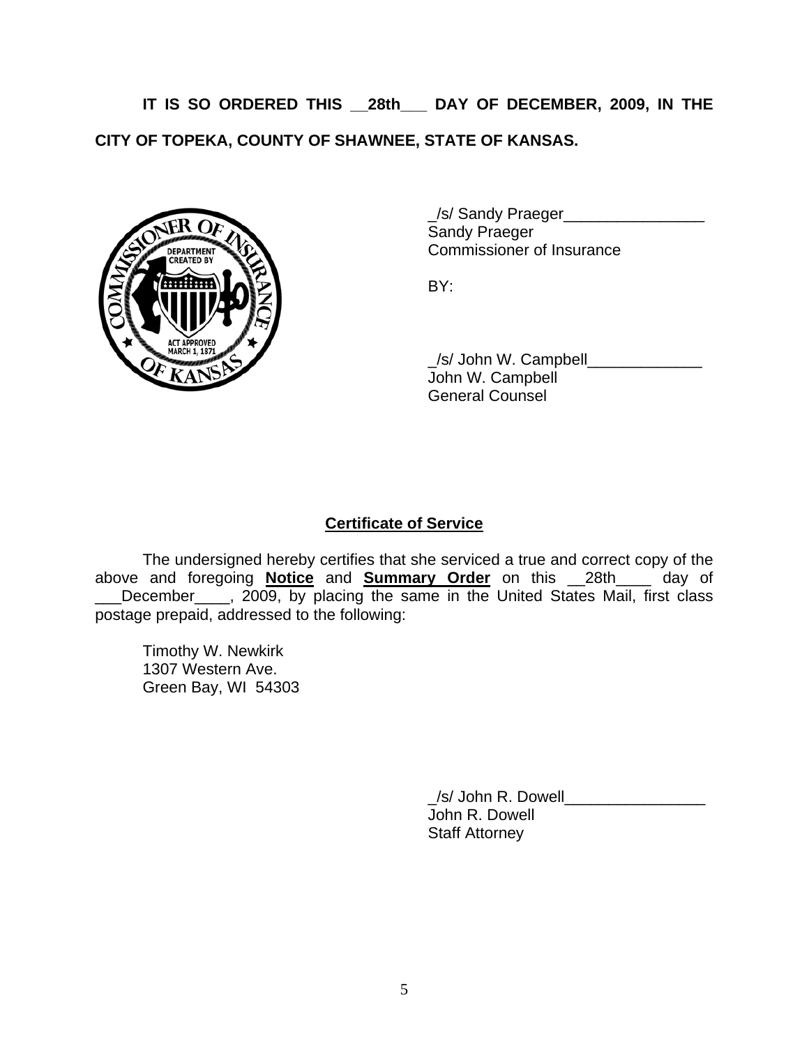**IT IS SO ORDERED THIS __28th___ DAY OF DECEMBER, 2009, IN THE CITY OF TOPEKA, COUNTY OF SHAWNEE, STATE OF KANSAS.**

_/s/ Sandy Praeger________________
Sandy Praeger
Commissioner of Insurance

BY:

_/s/ John W. Campbell_____________
John W. Campbell
General Counsel

## Certificate of Service

The undersigned hereby certifies that she serviced a true and correct copy of the above and foregoing **Notice** and **Summary Order** on this __28th____ day of ___December____, 2009, by placing the same in the United States Mail, first class postage prepaid, addressed to the following:

Timothy W. Newkirk
1307 Western Ave.
Green Bay, WI 54303

_/s/ John R. Dowell________________
John R. Dowell
Staff Attorney